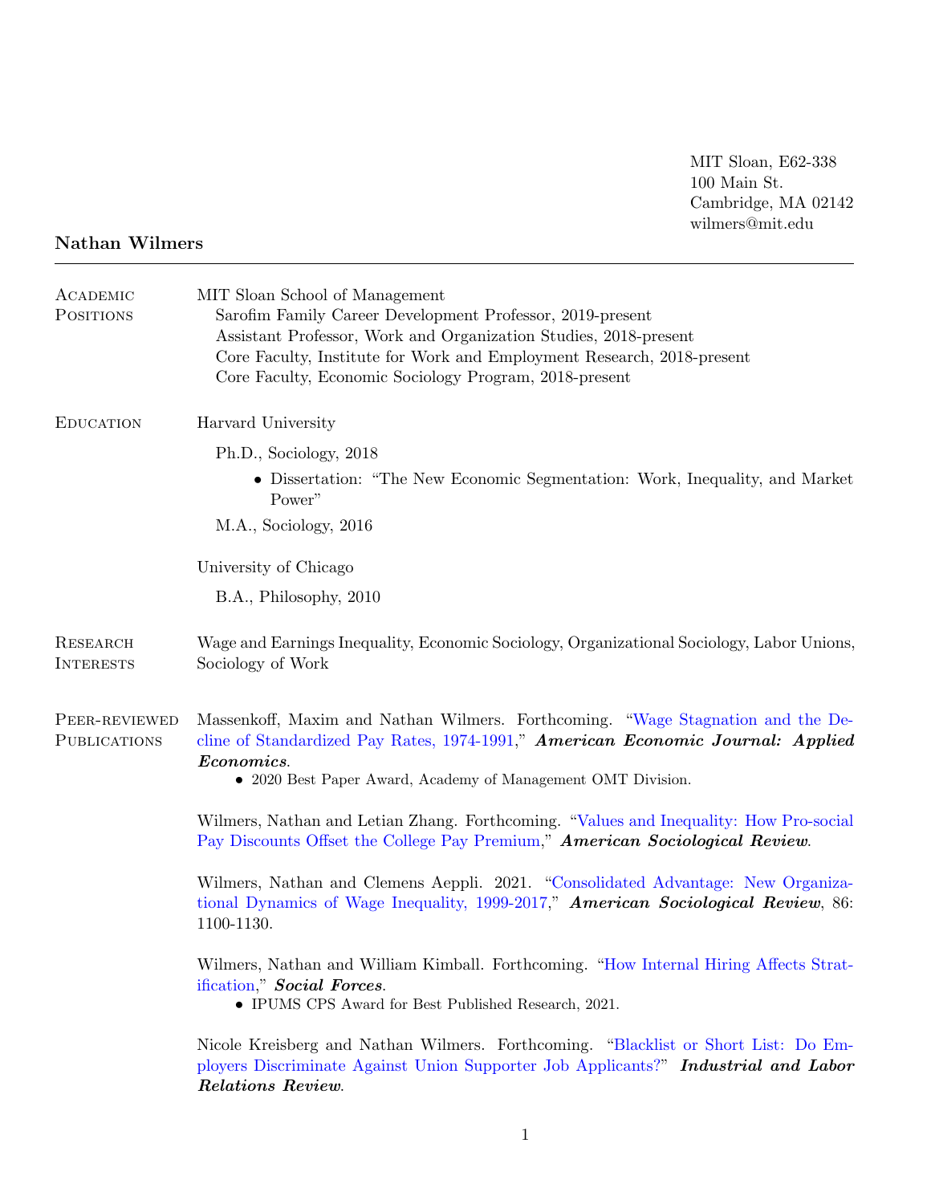MIT Sloan, E62-338
100 Main St.
Cambridge, MA 02142
wilmers@mit.edu

# Nathan Wilmers

## Academic Positions

MIT Sloan School of Management

- Sarofim Family Career Development Professor, 2019-present
- Assistant Professor, Work and Organization Studies, 2018-present
- Core Faculty, Institute for Work and Employment Research, 2018-present
- Core Faculty, Economic Sociology Program, 2018-present

## Education

Harvard University

Ph.D., Sociology, 2018

- Dissertation: "The New Economic Segmentation: Work, Inequality, and Market Power"

M.A., Sociology, 2016

University of Chicago

B.A., Philosophy, 2010

## Research Interests

Wage and Earnings Inequality, Economic Sociology, Organizational Sociology, Labor Unions, Sociology of Work

## Peer-reviewed Publications

Massenkoff, Maxim and Nathan Wilmers. Forthcoming. "Wage Stagnation and the Decline of Standardized Pay Rates, 1974-1991," ***American Economic Journal: Applied Economics***.

- 2020 Best Paper Award, Academy of Management OMT Division.

Wilmers, Nathan and Letian Zhang. Forthcoming. "Values and Inequality: How Pro-social Pay Discounts Offset the College Pay Premium," ***American Sociological Review***.

Wilmers, Nathan and Clemens Aeppli. 2021. "Consolidated Advantage: New Organizational Dynamics of Wage Inequality, 1999-2017," ***American Sociological Review***, 86: 1100-1130.

Wilmers, Nathan and William Kimball. Forthcoming. "How Internal Hiring Affects Stratification," ***Social Forces***.

- IPUMS CPS Award for Best Published Research, 2021.

Nicole Kreisberg and Nathan Wilmers. Forthcoming. "Blacklist or Short List: Do Employers Discriminate Against Union Supporter Job Applicants?" ***Industrial and Labor Relations Review***.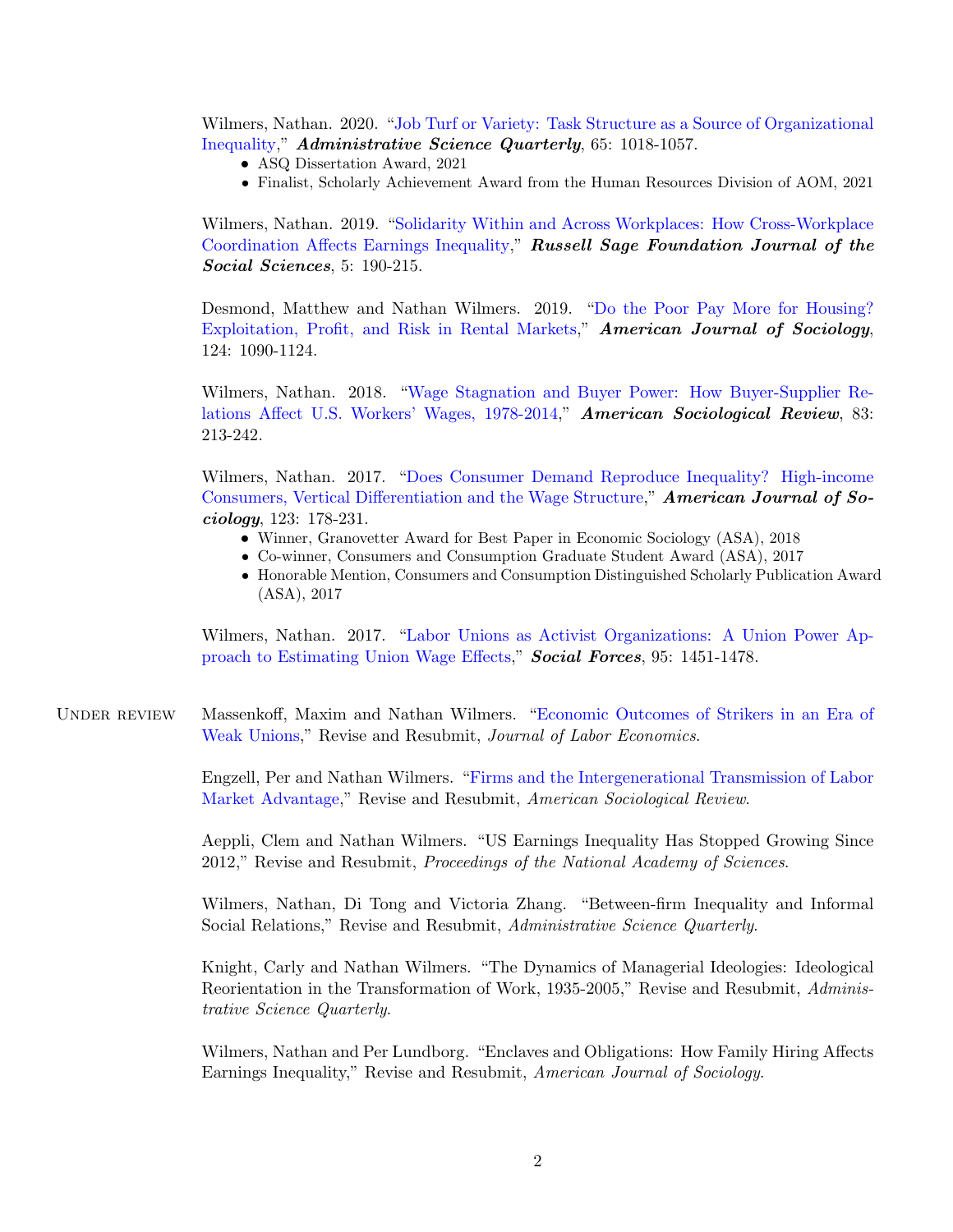Wilmers, Nathan. 2020. "Job Turf or Variety: Task Structure as a Source of Organizational Inequality," ***Administrative Science Quarterly***, 65: 1018-1057.

- ASQ Dissertation Award, 2021
- Finalist, Scholarly Achievement Award from the Human Resources Division of AOM, 2021

Wilmers, Nathan. 2019. "Solidarity Within and Across Workplaces: How Cross-Workplace Coordination Affects Earnings Inequality," ***Russell Sage Foundation Journal of the Social Sciences***, 5: 190-215.

Desmond, Matthew and Nathan Wilmers. 2019. "Do the Poor Pay More for Housing? Exploitation, Profit, and Risk in Rental Markets," ***American Journal of Sociology***, 124: 1090-1124.

Wilmers, Nathan. 2018. "Wage Stagnation and Buyer Power: How Buyer-Supplier Relations Affect U.S. Workers' Wages, 1978-2014," ***American Sociological Review***, 83: 213-242.

Wilmers, Nathan. 2017. "Does Consumer Demand Reproduce Inequality? High-income Consumers, Vertical Differentiation and the Wage Structure," ***American Journal of Sociology***, 123: 178-231.

- Winner, Granovetter Award for Best Paper in Economic Sociology (ASA), 2018
- Co-winner, Consumers and Consumption Graduate Student Award (ASA), 2017
- Honorable Mention, Consumers and Consumption Distinguished Scholarly Publication Award (ASA), 2017

Wilmers, Nathan. 2017. "Labor Unions as Activist Organizations: A Union Power Approach to Estimating Union Wage Effects," ***Social Forces***, 95: 1451-1478.

## Under review

Massenkoff, Maxim and Nathan Wilmers. "Economic Outcomes of Strikers in an Era of Weak Unions," Revise and Resubmit, *Journal of Labor Economics*.

Engzell, Per and Nathan Wilmers. "Firms and the Intergenerational Transmission of Labor Market Advantage," Revise and Resubmit, *American Sociological Review*.

Aeppli, Clem and Nathan Wilmers. "US Earnings Inequality Has Stopped Growing Since 2012," Revise and Resubmit, *Proceedings of the National Academy of Sciences*.

Wilmers, Nathan, Di Tong and Victoria Zhang. "Between-firm Inequality and Informal Social Relations," Revise and Resubmit, *Administrative Science Quarterly*.

Knight, Carly and Nathan Wilmers. "The Dynamics of Managerial Ideologies: Ideological Reorientation in the Transformation of Work, 1935-2005," Revise and Resubmit, *Administrative Science Quarterly*.

Wilmers, Nathan and Per Lundborg. "Enclaves and Obligations: How Family Hiring Affects Earnings Inequality," Revise and Resubmit, *American Journal of Sociology*.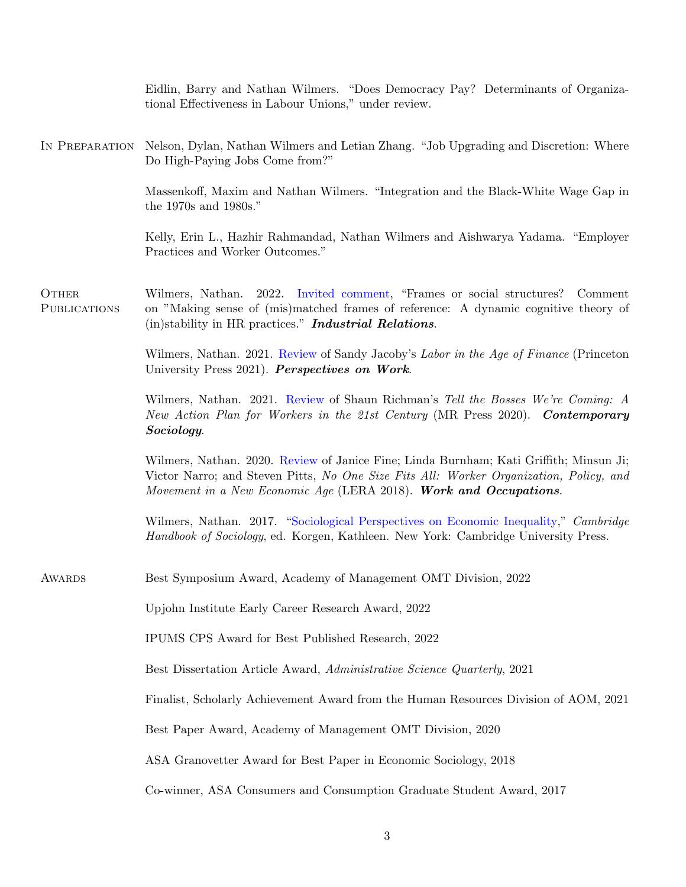Eidlin, Barry and Nathan Wilmers. "Does Democracy Pay? Determinants of Organizational Effectiveness in Labour Unions," under review.

## In Preparation

Nelson, Dylan, Nathan Wilmers and Letian Zhang. "Job Upgrading and Discretion: Where Do High-Paying Jobs Come from?"

Massenkoff, Maxim and Nathan Wilmers. "Integration and the Black-White Wage Gap in the 1970s and 1980s."

Kelly, Erin L., Hazhir Rahmandad, Nathan Wilmers and Aishwarya Yadama. "Employer Practices and Worker Outcomes."

## Other Publications

Wilmers, Nathan. 2022. Invited comment, "Frames or social structures? Comment on "Making sense of (mis)matched frames of reference: A dynamic cognitive theory of (in)stability in HR practices." ***Industrial Relations***.

Wilmers, Nathan. 2021. Review of Sandy Jacoby's *Labor in the Age of Finance* (Princeton University Press 2021). ***Perspectives on Work***.

Wilmers, Nathan. 2021. Review of Shaun Richman's *Tell the Bosses We're Coming: A New Action Plan for Workers in the 21st Century* (MR Press 2020). ***Contemporary Sociology***.

Wilmers, Nathan. 2020. Review of Janice Fine; Linda Burnham; Kati Griffith; Minsun Ji; Victor Narro; and Steven Pitts, *No One Size Fits All: Worker Organization, Policy, and Movement in a New Economic Age* (LERA 2018). ***Work and Occupations***.

Wilmers, Nathan. 2017. "Sociological Perspectives on Economic Inequality," *Cambridge Handbook of Sociology*, ed. Korgen, Kathleen. New York: Cambridge University Press.

## Awards

Best Symposium Award, Academy of Management OMT Division, 2022

Upjohn Institute Early Career Research Award, 2022

IPUMS CPS Award for Best Published Research, 2022

Best Dissertation Article Award, *Administrative Science Quarterly*, 2021

Finalist, Scholarly Achievement Award from the Human Resources Division of AOM, 2021

Best Paper Award, Academy of Management OMT Division, 2020

ASA Granovetter Award for Best Paper in Economic Sociology, 2018

Co-winner, ASA Consumers and Consumption Graduate Student Award, 2017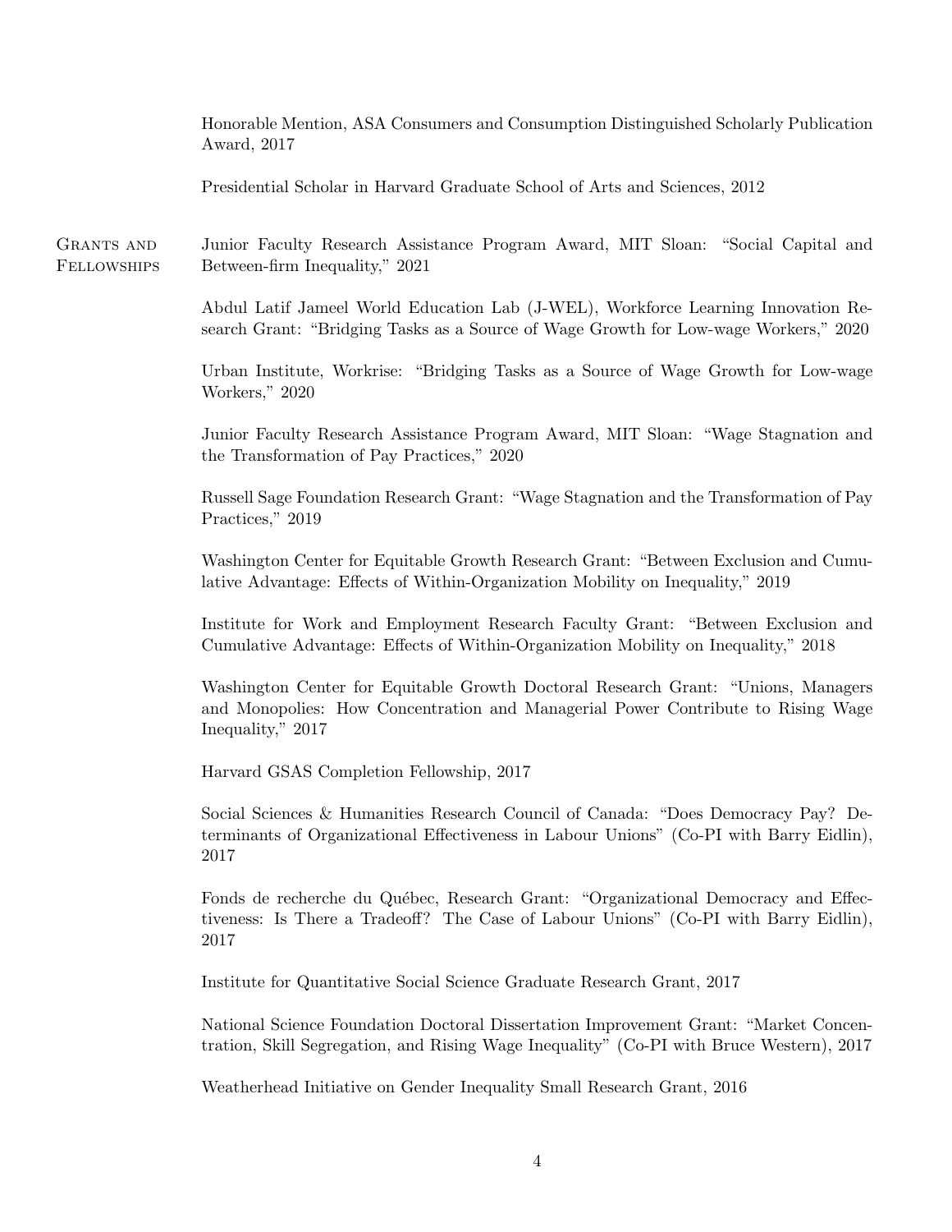Honorable Mention, ASA Consumers and Consumption Distinguished Scholarly Publication Award, 2017

Presidential Scholar in Harvard Graduate School of Arts and Sciences, 2012

## Grants and Fellowships

Junior Faculty Research Assistance Program Award, MIT Sloan: "Social Capital and Between-firm Inequality," 2021

Abdul Latif Jameel World Education Lab (J-WEL), Workforce Learning Innovation Research Grant: "Bridging Tasks as a Source of Wage Growth for Low-wage Workers," 2020

Urban Institute, Workrise: "Bridging Tasks as a Source of Wage Growth for Low-wage Workers," 2020

Junior Faculty Research Assistance Program Award, MIT Sloan: "Wage Stagnation and the Transformation of Pay Practices," 2020

Russell Sage Foundation Research Grant: "Wage Stagnation and the Transformation of Pay Practices," 2019

Washington Center for Equitable Growth Research Grant: "Between Exclusion and Cumulative Advantage: Effects of Within-Organization Mobility on Inequality," 2019

Institute for Work and Employment Research Faculty Grant: "Between Exclusion and Cumulative Advantage: Effects of Within-Organization Mobility on Inequality," 2018

Washington Center for Equitable Growth Doctoral Research Grant: "Unions, Managers and Monopolies: How Concentration and Managerial Power Contribute to Rising Wage Inequality," 2017

Harvard GSAS Completion Fellowship, 2017

Social Sciences & Humanities Research Council of Canada: "Does Democracy Pay? Determinants of Organizational Effectiveness in Labour Unions" (Co-PI with Barry Eidlin), 2017

Fonds de recherche du Québec, Research Grant: "Organizational Democracy and Effectiveness: Is There a Tradeoff? The Case of Labour Unions" (Co-PI with Barry Eidlin), 2017

Institute for Quantitative Social Science Graduate Research Grant, 2017

National Science Foundation Doctoral Dissertation Improvement Grant: "Market Concentration, Skill Segregation, and Rising Wage Inequality" (Co-PI with Bruce Western), 2017

Weatherhead Initiative on Gender Inequality Small Research Grant, 2016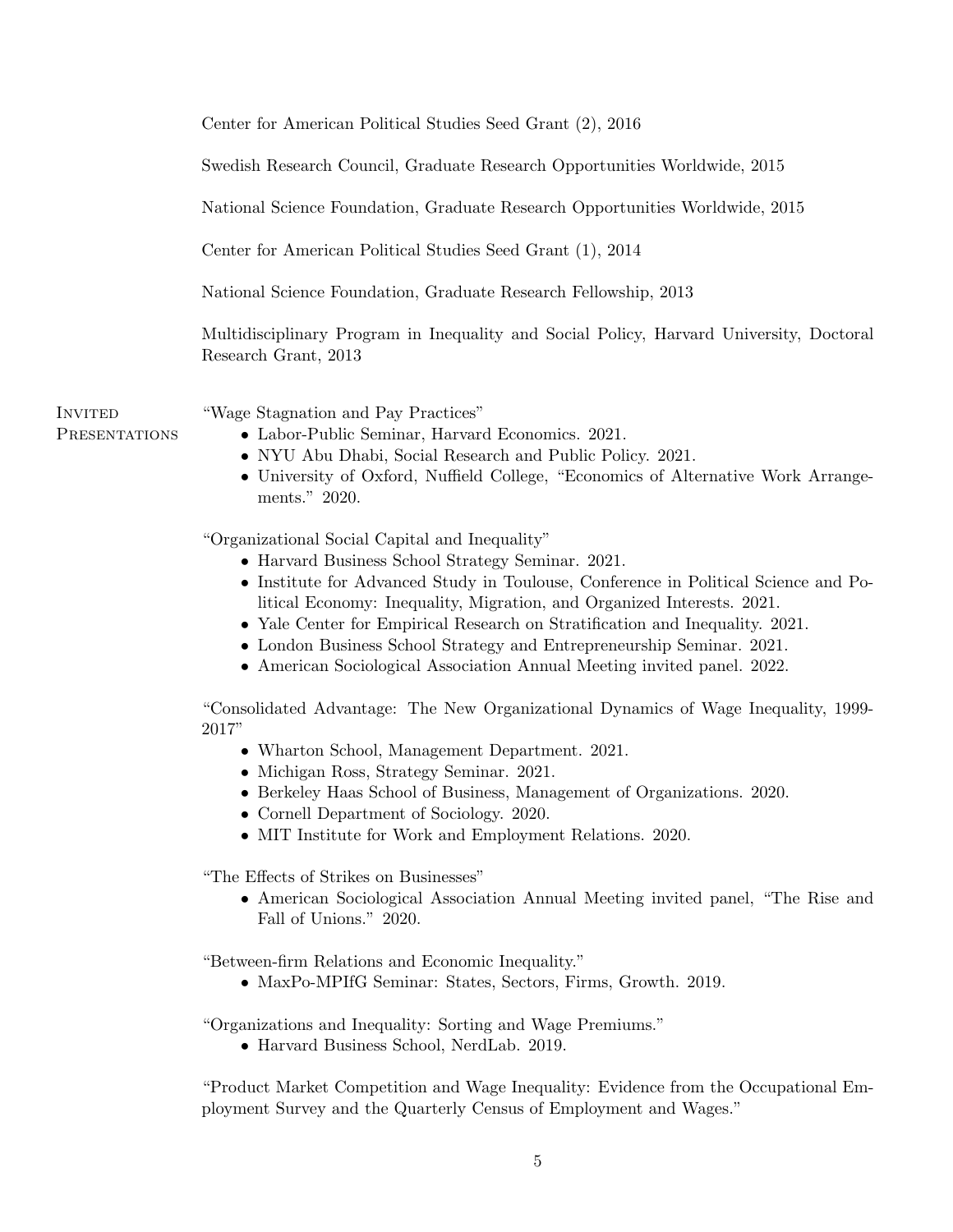Center for American Political Studies Seed Grant (2), 2016

Swedish Research Council, Graduate Research Opportunities Worldwide, 2015

National Science Foundation, Graduate Research Opportunities Worldwide, 2015

Center for American Political Studies Seed Grant (1), 2014

National Science Foundation, Graduate Research Fellowship, 2013

Multidisciplinary Program in Inequality and Social Policy, Harvard University, Doctoral Research Grant, 2013

## Invited Presentations

"Wage Stagnation and Pay Practices"

- Labor-Public Seminar, Harvard Economics. 2021.
- NYU Abu Dhabi, Social Research and Public Policy. 2021.
- University of Oxford, Nuffield College, "Economics of Alternative Work Arrangements." 2020.

"Organizational Social Capital and Inequality"

- Harvard Business School Strategy Seminar. 2021.
- Institute for Advanced Study in Toulouse, Conference in Political Science and Political Economy: Inequality, Migration, and Organized Interests. 2021.
- Yale Center for Empirical Research on Stratification and Inequality. 2021.
- London Business School Strategy and Entrepreneurship Seminar. 2021.
- American Sociological Association Annual Meeting invited panel. 2022.

"Consolidated Advantage: The New Organizational Dynamics of Wage Inequality, 1999-2017"

- Wharton School, Management Department. 2021.
- Michigan Ross, Strategy Seminar. 2021.
- Berkeley Haas School of Business, Management of Organizations. 2020.
- Cornell Department of Sociology. 2020.
- MIT Institute for Work and Employment Relations. 2020.

"The Effects of Strikes on Businesses"

- American Sociological Association Annual Meeting invited panel, "The Rise and Fall of Unions." 2020.

"Between-firm Relations and Economic Inequality."

- MaxPo-MPIfG Seminar: States, Sectors, Firms, Growth. 2019.

"Organizations and Inequality: Sorting and Wage Premiums."

- Harvard Business School, NerdLab. 2019.

"Product Market Competition and Wage Inequality: Evidence from the Occupational Employment Survey and the Quarterly Census of Employment and Wages."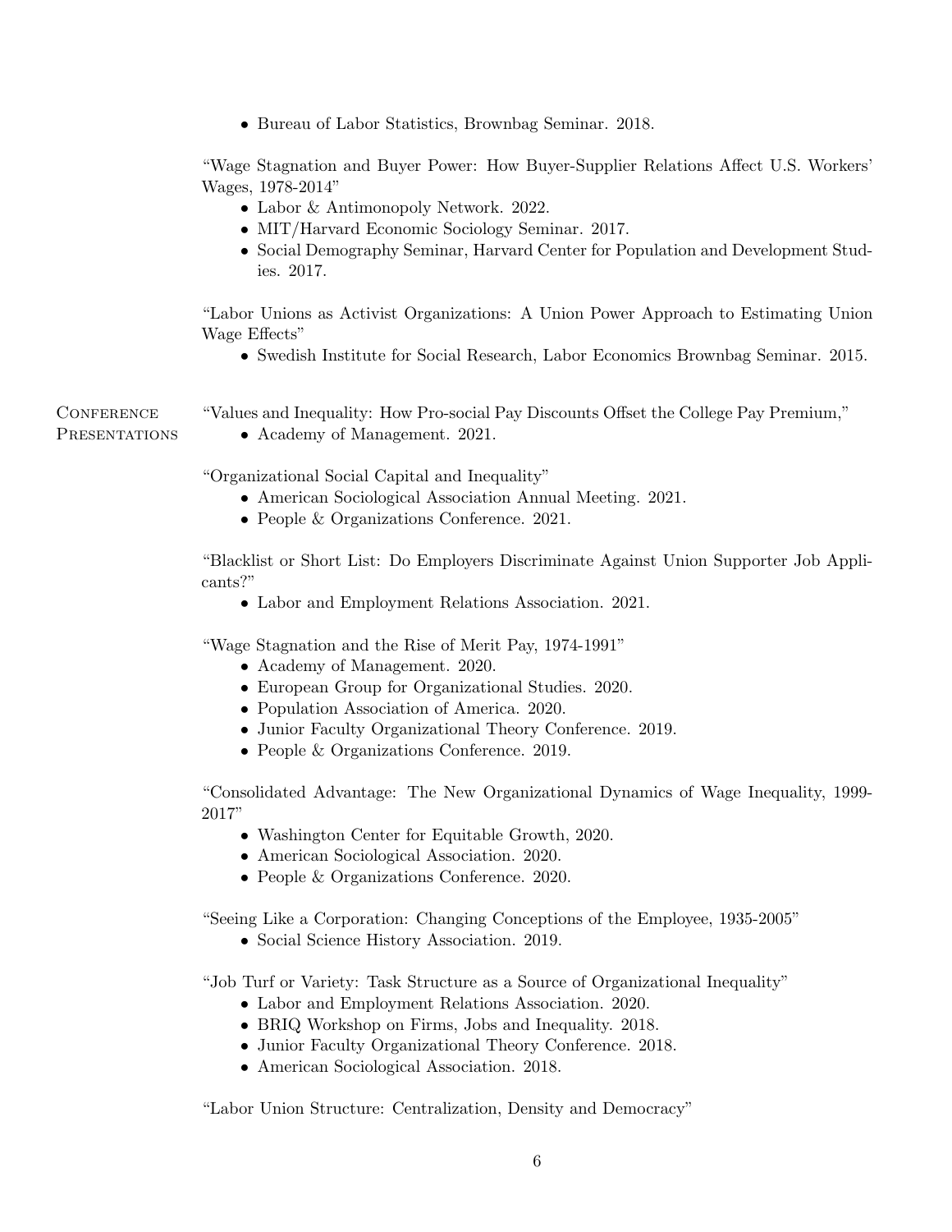- Bureau of Labor Statistics, Brownbag Seminar. 2018.

"Wage Stagnation and Buyer Power: How Buyer-Supplier Relations Affect U.S. Workers' Wages, 1978-2014"
- Labor & Antimonopoly Network. 2022.
- MIT/Harvard Economic Sociology Seminar. 2017.
- Social Demography Seminar, Harvard Center for Population and Development Studies. 2017.

"Labor Unions as Activist Organizations: A Union Power Approach to Estimating Union Wage Effects"
- Swedish Institute for Social Research, Labor Economics Brownbag Seminar. 2015.

## Conference Presentations

"Values and Inequality: How Pro-social Pay Discounts Offset the College Pay Premium,"
- Academy of Management. 2021.

"Organizational Social Capital and Inequality"
- American Sociological Association Annual Meeting. 2021.
- People & Organizations Conference. 2021.

"Blacklist or Short List: Do Employers Discriminate Against Union Supporter Job Applicants?"
- Labor and Employment Relations Association. 2021.

"Wage Stagnation and the Rise of Merit Pay, 1974-1991"
- Academy of Management. 2020.
- European Group for Organizational Studies. 2020.
- Population Association of America. 2020.
- Junior Faculty Organizational Theory Conference. 2019.
- People & Organizations Conference. 2019.

"Consolidated Advantage: The New Organizational Dynamics of Wage Inequality, 1999-2017"
- Washington Center for Equitable Growth, 2020.
- American Sociological Association. 2020.
- People & Organizations Conference. 2020.

"Seeing Like a Corporation: Changing Conceptions of the Employee, 1935-2005"
- Social Science History Association. 2019.

"Job Turf or Variety: Task Structure as a Source of Organizational Inequality"
- Labor and Employment Relations Association. 2020.
- BRIQ Workshop on Firms, Jobs and Inequality. 2018.
- Junior Faculty Organizational Theory Conference. 2018.
- American Sociological Association. 2018.

"Labor Union Structure: Centralization, Density and Democracy"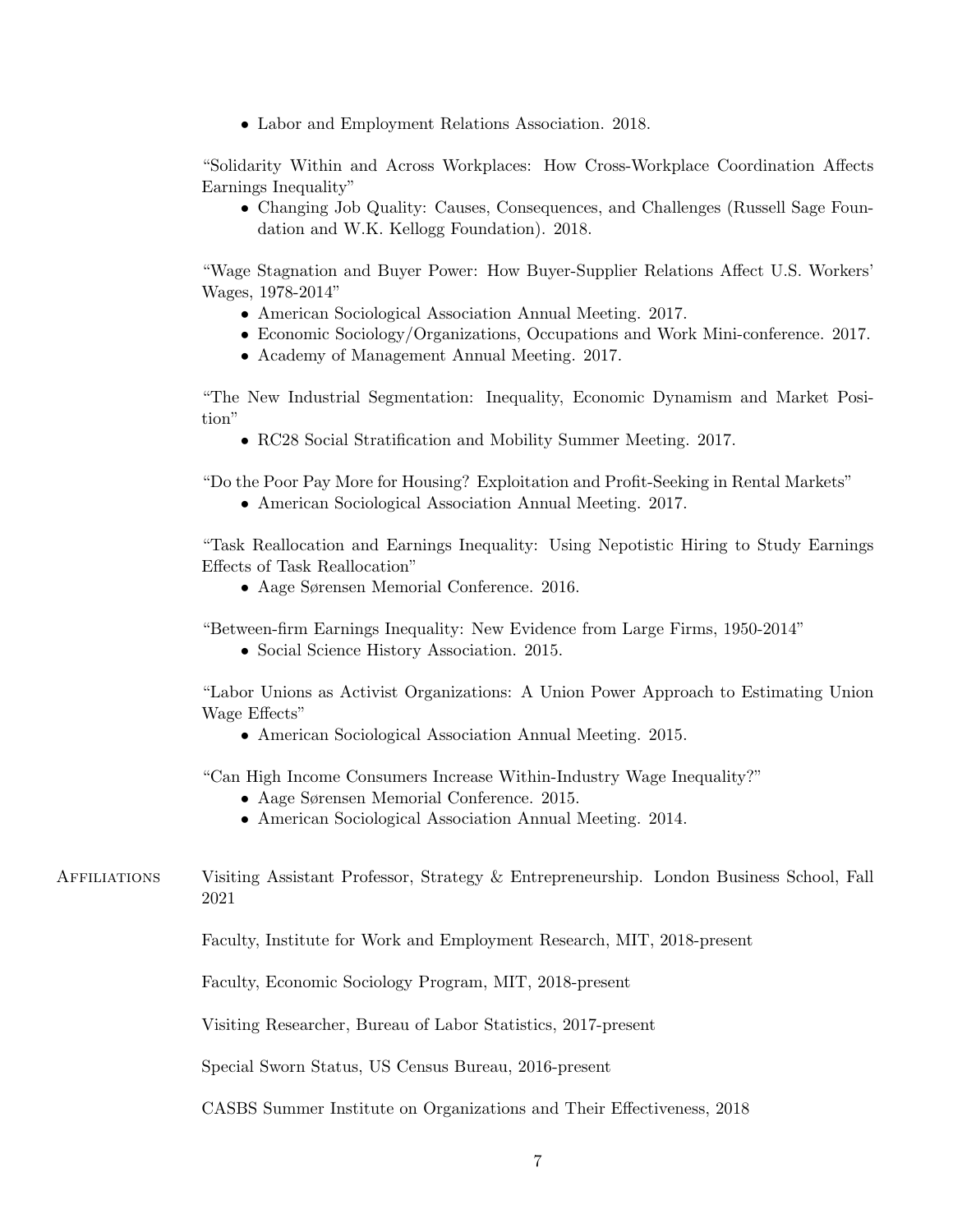- Labor and Employment Relations Association. 2018.

"Solidarity Within and Across Workplaces: How Cross-Workplace Coordination Affects Earnings Inequality"

- Changing Job Quality: Causes, Consequences, and Challenges (Russell Sage Foundation and W.K. Kellogg Foundation). 2018.

"Wage Stagnation and Buyer Power: How Buyer-Supplier Relations Affect U.S. Workers' Wages, 1978-2014"

- American Sociological Association Annual Meeting. 2017.
- Economic Sociology/Organizations, Occupations and Work Mini-conference. 2017.
- Academy of Management Annual Meeting. 2017.

"The New Industrial Segmentation: Inequality, Economic Dynamism and Market Position"

- RC28 Social Stratification and Mobility Summer Meeting. 2017.

"Do the Poor Pay More for Housing? Exploitation and Profit-Seeking in Rental Markets"

- American Sociological Association Annual Meeting. 2017.

"Task Reallocation and Earnings Inequality: Using Nepotistic Hiring to Study Earnings Effects of Task Reallocation"

- Aage Sørensen Memorial Conference. 2016.

"Between-firm Earnings Inequality: New Evidence from Large Firms, 1950-2014"

- Social Science History Association. 2015.

"Labor Unions as Activist Organizations: A Union Power Approach to Estimating Union Wage Effects"

- American Sociological Association Annual Meeting. 2015.

"Can High Income Consumers Increase Within-Industry Wage Inequality?"

- Aage Sørensen Memorial Conference. 2015.
- American Sociological Association Annual Meeting. 2014.

## Affiliations

Visiting Assistant Professor, Strategy & Entrepreneurship. London Business School, Fall 2021

Faculty, Institute for Work and Employment Research, MIT, 2018-present

Faculty, Economic Sociology Program, MIT, 2018-present

Visiting Researcher, Bureau of Labor Statistics, 2017-present

Special Sworn Status, US Census Bureau, 2016-present

CASBS Summer Institute on Organizations and Their Effectiveness, 2018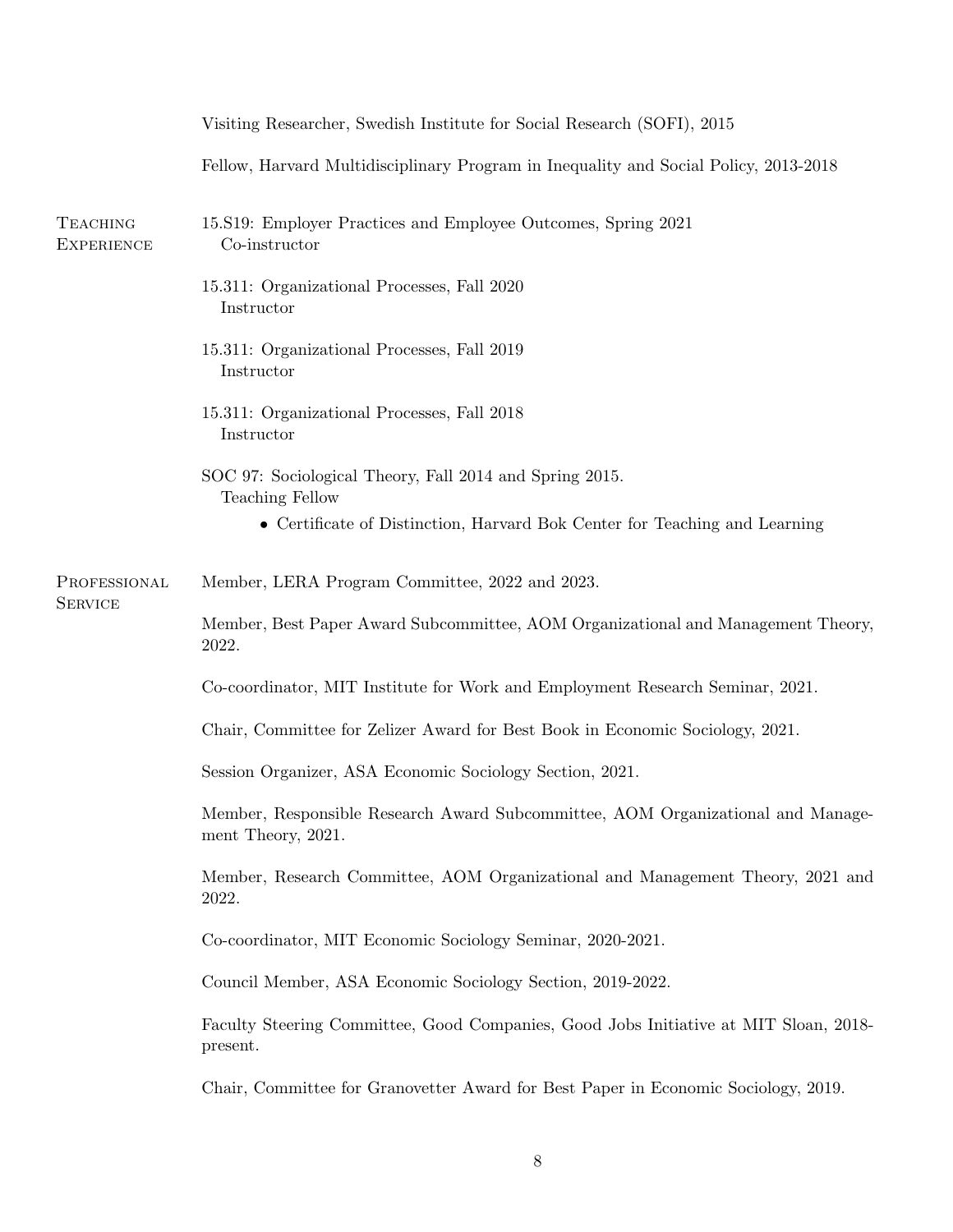Visiting Researcher, Swedish Institute for Social Research (SOFI), 2015

Fellow, Harvard Multidisciplinary Program in Inequality and Social Policy, 2013-2018

## Teaching Experience

15.S19: Employer Practices and Employee Outcomes, Spring 2021
Co-instructor

15.311: Organizational Processes, Fall 2020
Instructor

15.311: Organizational Processes, Fall 2019
Instructor

15.311: Organizational Processes, Fall 2018
Instructor

SOC 97: Sociological Theory, Fall 2014 and Spring 2015.
Teaching Fellow

- Certificate of Distinction, Harvard Bok Center for Teaching and Learning

## Professional Service

Member, LERA Program Committee, 2022 and 2023.

Member, Best Paper Award Subcommittee, AOM Organizational and Management Theory, 2022.

Co-coordinator, MIT Institute for Work and Employment Research Seminar, 2021.

Chair, Committee for Zelizer Award for Best Book in Economic Sociology, 2021.

Session Organizer, ASA Economic Sociology Section, 2021.

Member, Responsible Research Award Subcommittee, AOM Organizational and Management Theory, 2021.

Member, Research Committee, AOM Organizational and Management Theory, 2021 and 2022.

Co-coordinator, MIT Economic Sociology Seminar, 2020-2021.

Council Member, ASA Economic Sociology Section, 2019-2022.

Faculty Steering Committee, Good Companies, Good Jobs Initiative at MIT Sloan, 2018-present.

Chair, Committee for Granovetter Award for Best Paper in Economic Sociology, 2019.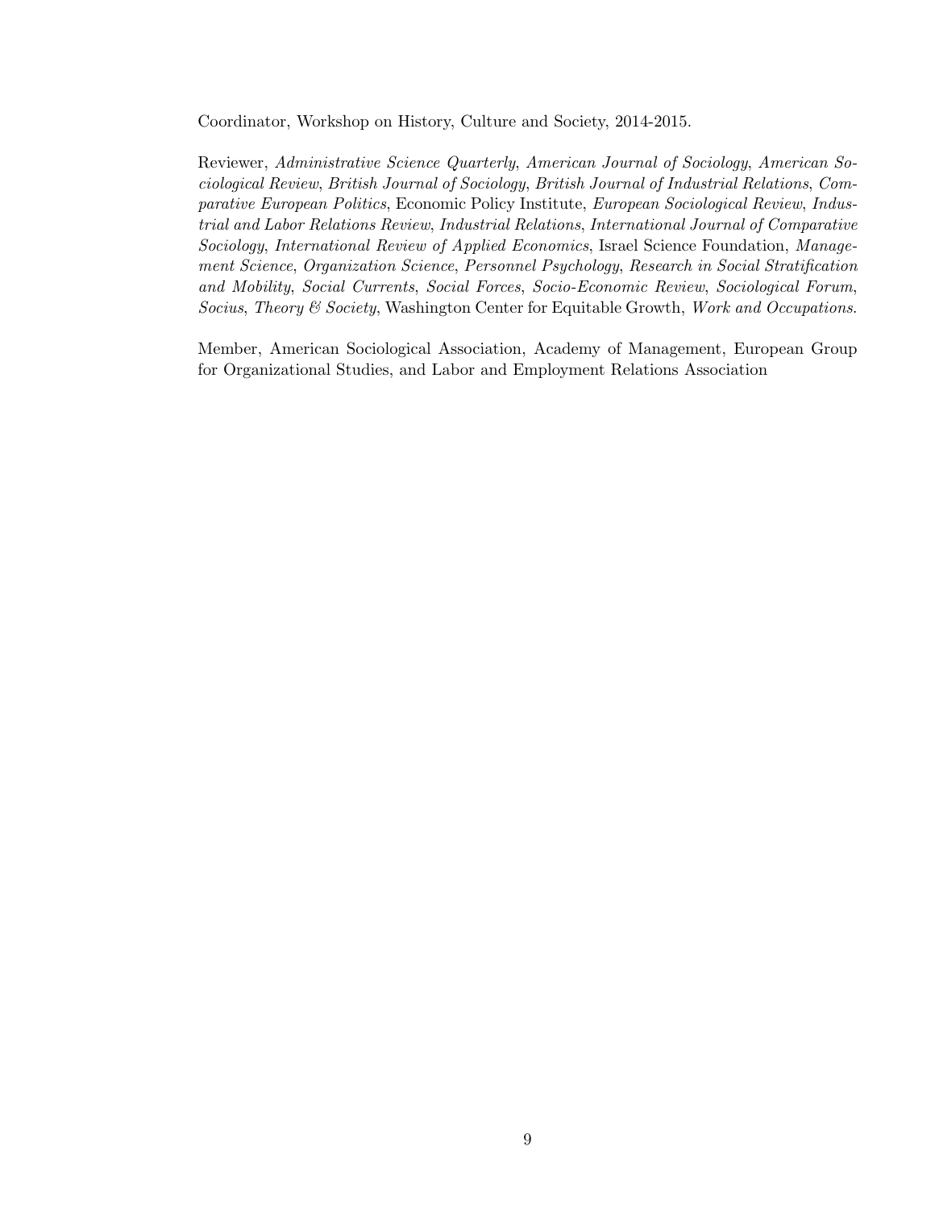Coordinator, Workshop on History, Culture and Society, 2014-2015.

Reviewer, *Administrative Science Quarterly*, *American Journal of Sociology*, *American Sociological Review*, *British Journal of Sociology*, *British Journal of Industrial Relations*, *Comparative European Politics*, Economic Policy Institute, *European Sociological Review*, *Industrial and Labor Relations Review*, *Industrial Relations*, *International Journal of Comparative Sociology*, *International Review of Applied Economics*, Israel Science Foundation, *Management Science*, *Organization Science*, *Personnel Psychology*, *Research in Social Stratification and Mobility*, *Social Currents*, *Social Forces*, *Socio-Economic Review*, *Sociological Forum*, *Socius*, *Theory & Society*, Washington Center for Equitable Growth, *Work and Occupations*.

Member, American Sociological Association, Academy of Management, European Group for Organizational Studies, and Labor and Employment Relations Association